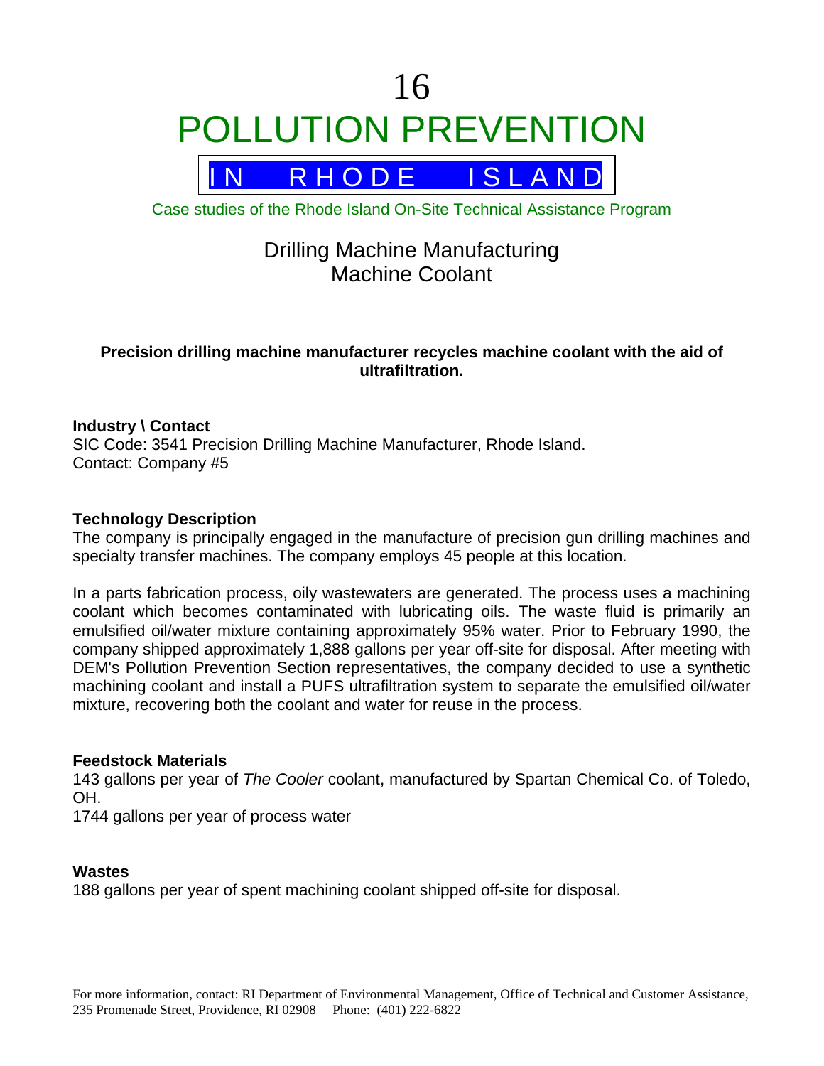# 16

# POLLUTION PREVENTION

## IN RHODE ISLAND

Case studies of the Rhode Island On-Site Technical Assistance Program

## Drilling Machine Manufacturing
## Machine Coolant

**Precision drilling machine manufacturer recycles machine coolant with the aid of ultrafiltration.**

**Industry \ Contact**
SIC Code: 3541 Precision Drilling Machine Manufacturer, Rhode Island.
Contact: Company #5

**Technology Description**
The company is principally engaged in the manufacture of precision gun drilling machines and specialty transfer machines. The company employs 45 people at this location.

In a parts fabrication process, oily wastewaters are generated. The process uses a machining coolant which becomes contaminated with lubricating oils. The waste fluid is primarily an emulsified oil/water mixture containing approximately 95% water. Prior to February 1990, the company shipped approximately 1,888 gallons per year off-site for disposal. After meeting with DEM's Pollution Prevention Section representatives, the company decided to use a synthetic machining coolant and install a PUFS ultrafiltration system to separate the emulsified oil/water mixture, recovering both the coolant and water for reuse in the process.

**Feedstock Materials**
143 gallons per year of *The Cooler* coolant, manufactured by Spartan Chemical Co. of Toledo, OH.
1744 gallons per year of process water

**Wastes**
188 gallons per year of spent machining coolant shipped off-site for disposal.

For more information, contact: RI Department of Environmental Management, Office of Technical and Customer Assistance, 235 Promenade Street, Providence, RI 02908 Phone: (401) 222-6822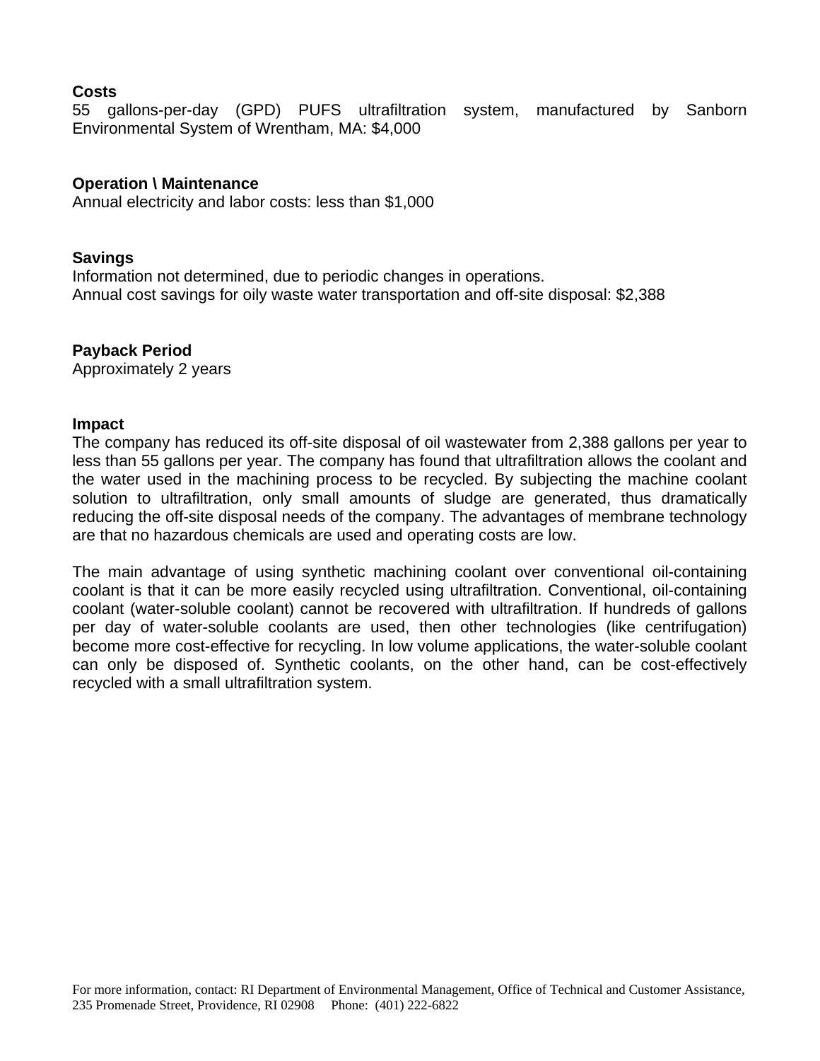**Costs**
55 gallons-per-day (GPD) PUFS ultrafiltration system, manufactured by Sanborn Environmental System of Wrentham, MA: $4,000

**Operation \ Maintenance**
Annual electricity and labor costs: less than $1,000

**Savings**
Information not determined, due to periodic changes in operations.
Annual cost savings for oily waste water transportation and off-site disposal: $2,388

**Payback Period**
Approximately 2 years

**Impact**
The company has reduced its off-site disposal of oil wastewater from 2,388 gallons per year to less than 55 gallons per year. The company has found that ultrafiltration allows the coolant and the water used in the machining process to be recycled. By subjecting the machine coolant solution to ultrafiltration, only small amounts of sludge are generated, thus dramatically reducing the off-site disposal needs of the company. The advantages of membrane technology are that no hazardous chemicals are used and operating costs are low.

The main advantage of using synthetic machining coolant over conventional oil-containing coolant is that it can be more easily recycled using ultrafiltration. Conventional, oil-containing coolant (water-soluble coolant) cannot be recovered with ultrafiltration. If hundreds of gallons per day of water-soluble coolants are used, then other technologies (like centrifugation) become more cost-effective for recycling. In low volume applications, the water-soluble coolant can only be disposed of. Synthetic coolants, on the other hand, can be cost-effectively recycled with a small ultrafiltration system.

For more information, contact: RI Department of Environmental Management, Office of Technical and Customer Assistance, 235 Promenade Street, Providence, RI 02908 Phone: (401) 222-6822